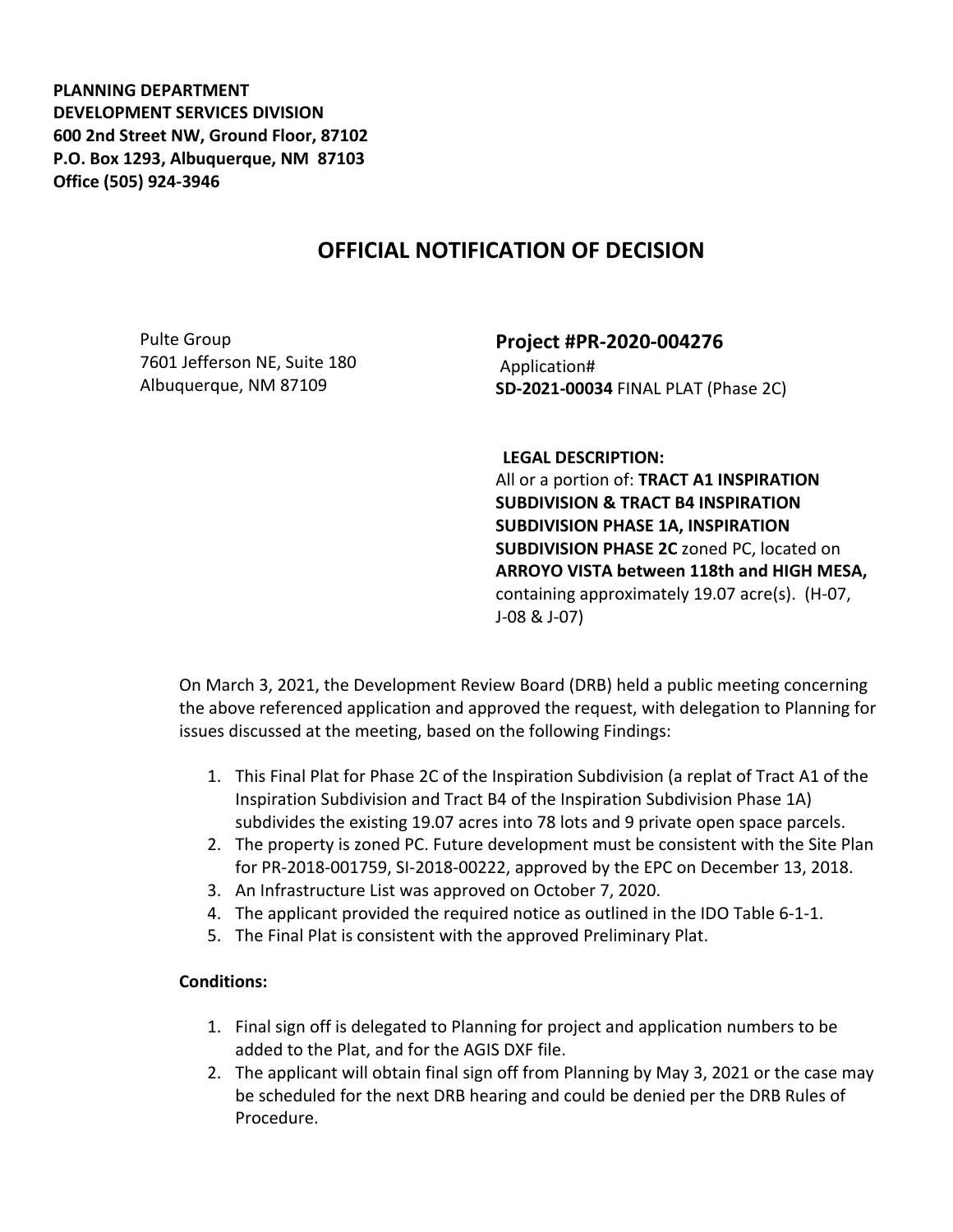**PLANNING DEPARTMENT**
**DEVELOPMENT SERVICES DIVISION**
**600 2nd Street NW, Ground Floor, 87102**
**P.O. Box 1293, Albuquerque, NM 87103**
**Office (505) 924-3946**

# OFFICIAL NOTIFICATION OF DECISION

Pulte Group
7601 Jefferson NE, Suite 180
Albuquerque, NM 87109

**Project #PR-2020-004276**
Application#
**SD-2021-00034** FINAL PLAT (Phase 2C)

**LEGAL DESCRIPTION:**
All or a portion of: **TRACT A1 INSPIRATION SUBDIVISION & TRACT B4 INSPIRATION SUBDIVISION PHASE 1A, INSPIRATION SUBDIVISION PHASE 2C** zoned PC, located on **ARROYO VISTA between 118th and HIGH MESA,** containing approximately 19.07 acre(s). (H-07, J-08 & J-07)

On March 3, 2021, the Development Review Board (DRB) held a public meeting concerning the above referenced application and approved the request, with delegation to Planning for issues discussed at the meeting, based on the following Findings:

1. This Final Plat for Phase 2C of the Inspiration Subdivision (a replat of Tract A1 of the Inspiration Subdivision and Tract B4 of the Inspiration Subdivision Phase 1A) subdivides the existing 19.07 acres into 78 lots and 9 private open space parcels.
2. The property is zoned PC. Future development must be consistent with the Site Plan for PR-2018-001759, SI-2018-00222, approved by the EPC on December 13, 2018.
3. An Infrastructure List was approved on October 7, 2020.
4. The applicant provided the required notice as outlined in the IDO Table 6-1-1.
5. The Final Plat is consistent with the approved Preliminary Plat.

**Conditions:**

1. Final sign off is delegated to Planning for project and application numbers to be added to the Plat, and for the AGIS DXF file.
2. The applicant will obtain final sign off from Planning by May 3, 2021 or the case may be scheduled for the next DRB hearing and could be denied per the DRB Rules of Procedure.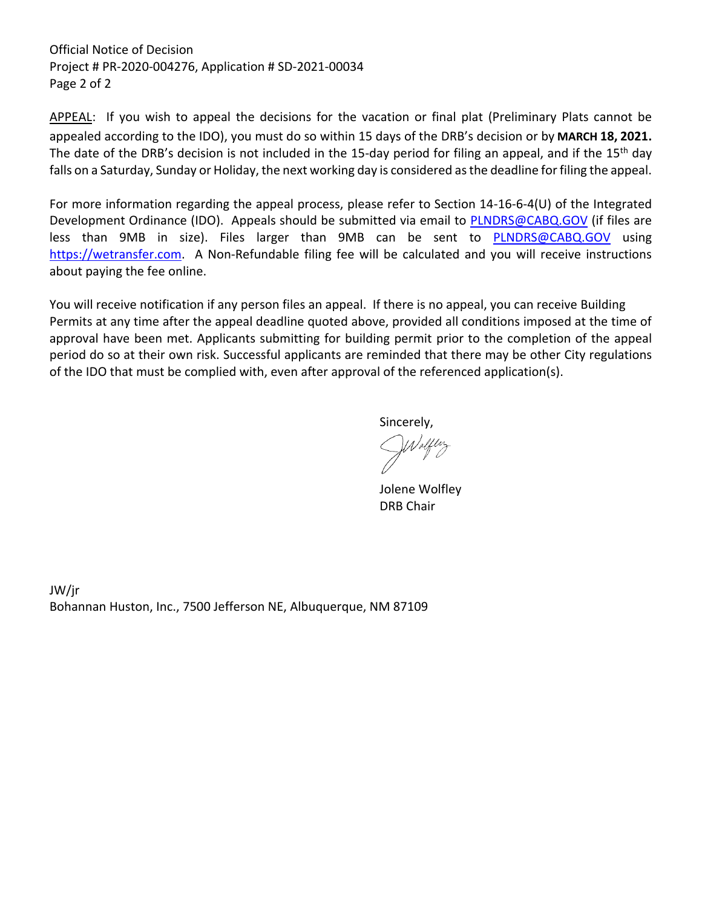APPEAL: If you wish to appeal the decisions for the vacation or final plat (Preliminary Plats cannot be appealed according to the IDO), you must do so within 15 days of the DRB's decision or by **MARCH 18, 2021.** The date of the DRB's decision is not included in the 15-day period for filing an appeal, and if the 15th day falls on a Saturday, Sunday or Holiday, the next working day is considered as the deadline for filing the appeal.

For more information regarding the appeal process, please refer to Section 14-16-6-4(U) of the Integrated Development Ordinance (IDO). Appeals should be submitted via email to PLNDRS@CABQ.GOV (if files are less than 9MB in size). Files larger than 9MB can be sent to PLNDRS@CABQ.GOV using https://wetransfer.com. A Non-Refundable filing fee will be calculated and you will receive instructions about paying the fee online.

You will receive notification if any person files an appeal. If there is no appeal, you can receive Building Permits at any time after the appeal deadline quoted above, provided all conditions imposed at the time of approval have been met. Applicants submitting for building permit prior to the completion of the appeal period do so at their own risk. Successful applicants are reminded that there may be other City regulations of the IDO that must be complied with, even after approval of the referenced application(s).

Sincerely,

Jolene Wolfley
DRB Chair

JW/jr
Bohannan Huston, Inc., 7500 Jefferson NE, Albuquerque, NM 87109